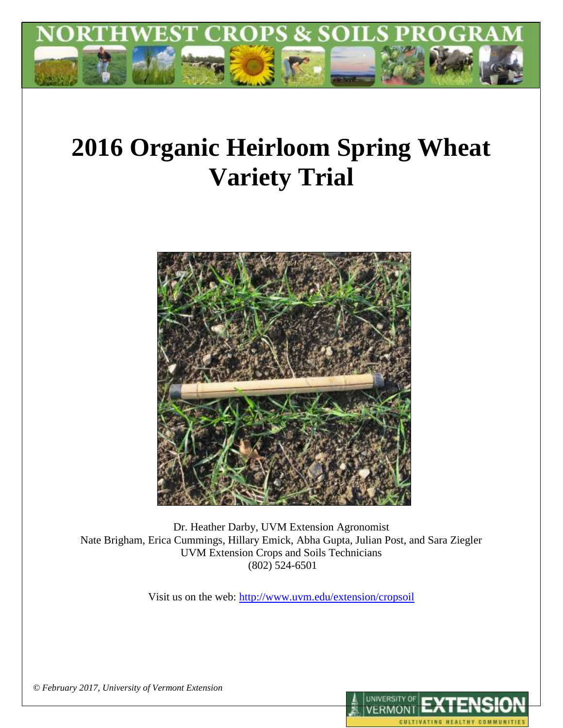NORTHWEST CROPS & SOILS PROGRAM

# 2016 Organic Heirloom Spring Wheat Variety Trial

Dr. Heather Darby, UVM Extension Agronomist
Nate Brigham, Erica Cummings, Hillary Emick, Abha Gupta, Julian Post, and Sara Ziegler
UVM Extension Crops and Soils Technicians
(802) 524-6501

Visit us on the web: http://www.uvm.edu/extension/cropsoil

*© February 2017, University of Vermont Extension*

UNIVERSITY OF VERMONT EXTENSION
CULTIVATING HEALTHY COMMUNITIES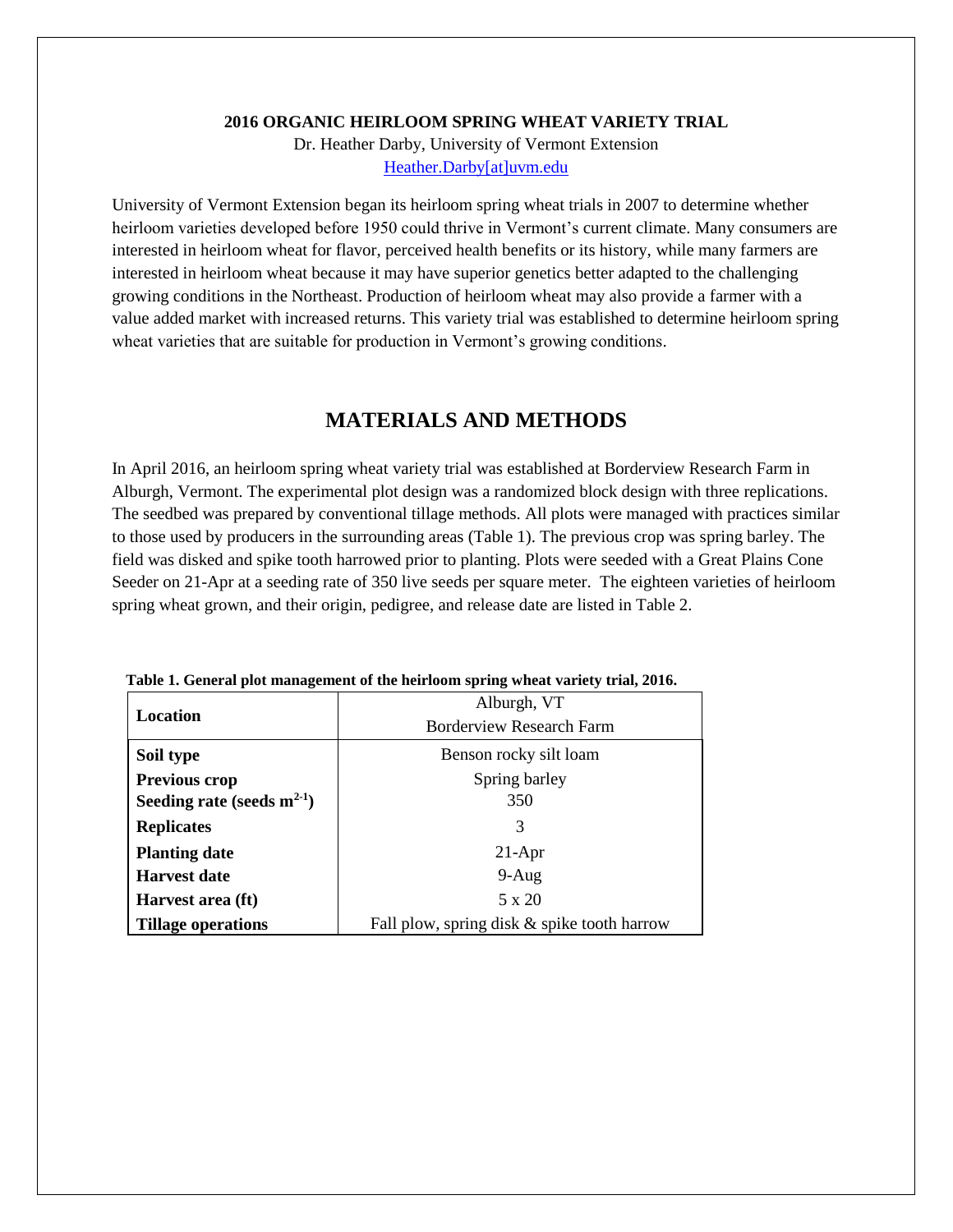**2016 ORGANIC HEIRLOOM SPRING WHEAT VARIETY TRIAL**

Dr. Heather Darby, University of Vermont Extension

Heather.Darby[at]uvm.edu

University of Vermont Extension began its heirloom spring wheat trials in 2007 to determine whether heirloom varieties developed before 1950 could thrive in Vermont's current climate. Many consumers are interested in heirloom wheat for flavor, perceived health benefits or its history, while many farmers are interested in heirloom wheat because it may have superior genetics better adapted to the challenging growing conditions in the Northeast. Production of heirloom wheat may also provide a farmer with a value added market with increased returns. This variety trial was established to determine heirloom spring wheat varieties that are suitable for production in Vermont's growing conditions.

## MATERIALS AND METHODS

In April 2016, an heirloom spring wheat variety trial was established at Borderview Research Farm in Alburgh, Vermont. The experimental plot design was a randomized block design with three replications. The seedbed was prepared by conventional tillage methods. All plots were managed with practices similar to those used by producers in the surrounding areas (Table 1). The previous crop was spring barley. The field was disked and spike tooth harrowed prior to planting. Plots were seeded with a Great Plains Cone Seeder on 21-Apr at a seeding rate of 350 live seeds per square meter. The eighteen varieties of heirloom spring wheat grown, and their origin, pedigree, and release date are listed in Table 2.

**Table 1. General plot management of the heirloom spring wheat variety trial, 2016.**

| **Location** | Alburgh, VT<br>Borderview Research Farm |
|---|---|
| **Soil type** | Benson rocky silt loam |
| **Previous crop** | Spring barley |
| **Seeding rate (seeds $m^{2-1}$)** | 350 |
| **Replicates** | 3 |
| **Planting date** | 21-Apr |
| **Harvest date** | 9-Aug |
| **Harvest area (ft)** | 5 x 20 |
| **Tillage operations** | Fall plow, spring disk & spike tooth harrow |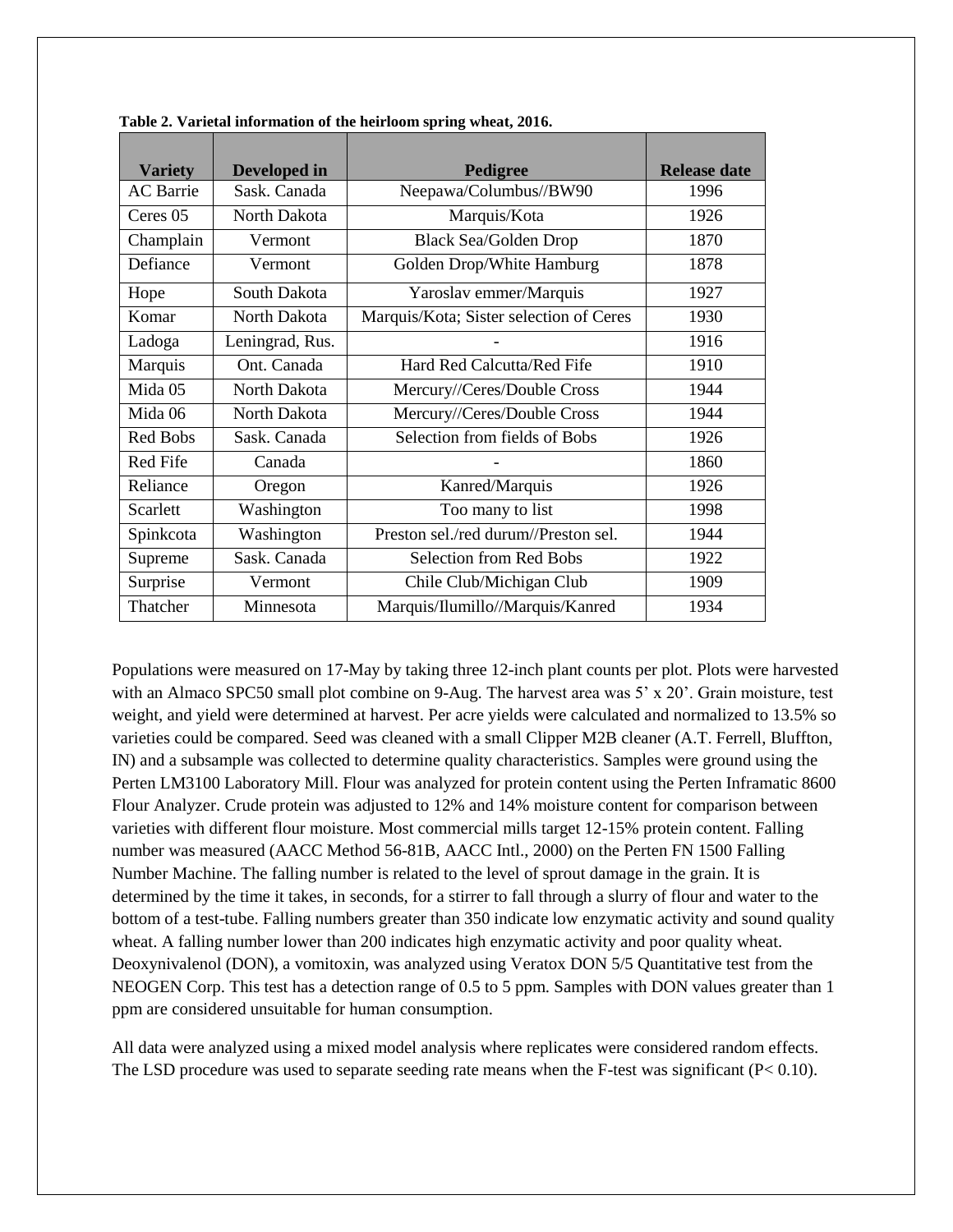**Table 2. Varietal information of the heirloom spring wheat, 2016.**

| Variety | Developed in | Pedigree | Release date |
|---|---|---|---|
| AC Barrie | Sask. Canada | Neepawa/Columbus//BW90 | 1996 |
| Ceres 05 | North Dakota | Marquis/Kota | 1926 |
| Champlain | Vermont | Black Sea/Golden Drop | 1870 |
| Defiance | Vermont | Golden Drop/White Hamburg | 1878 |
| Hope | South Dakota | Yaroslav emmer/Marquis | 1927 |
| Komar | North Dakota | Marquis/Kota; Sister selection of Ceres | 1930 |
| Ladoga | Leningrad, Rus. | - | 1916 |
| Marquis | Ont. Canada | Hard Red Calcutta/Red Fife | 1910 |
| Mida 05 | North Dakota | Mercury//Ceres/Double Cross | 1944 |
| Mida 06 | North Dakota | Mercury//Ceres/Double Cross | 1944 |
| Red Bobs | Sask. Canada | Selection from fields of Bobs | 1926 |
| Red Fife | Canada | - | 1860 |
| Reliance | Oregon | Kanred/Marquis | 1926 |
| Scarlett | Washington | Too many to list | 1998 |
| Spinkcota | Washington | Preston sel./red durum//Preston sel. | 1944 |
| Supreme | Sask. Canada | Selection from Red Bobs | 1922 |
| Surprise | Vermont | Chile Club/Michigan Club | 1909 |
| Thatcher | Minnesota | Marquis/Ilumillo//Marquis/Kanred | 1934 |

Populations were measured on 17-May by taking three 12-inch plant counts per plot. Plots were harvested with an Almaco SPC50 small plot combine on 9-Aug. The harvest area was 5' x 20'. Grain moisture, test weight, and yield were determined at harvest. Per acre yields were calculated and normalized to 13.5% so varieties could be compared. Seed was cleaned with a small Clipper M2B cleaner (A.T. Ferrell, Bluffton, IN) and a subsample was collected to determine quality characteristics. Samples were ground using the Perten LM3100 Laboratory Mill. Flour was analyzed for protein content using the Perten Inframatic 8600 Flour Analyzer. Crude protein was adjusted to 12% and 14% moisture content for comparison between varieties with different flour moisture. Most commercial mills target 12-15% protein content. Falling number was measured (AACC Method 56-81B, AACC Intl., 2000) on the Perten FN 1500 Falling Number Machine. The falling number is related to the level of sprout damage in the grain. It is determined by the time it takes, in seconds, for a stirrer to fall through a slurry of flour and water to the bottom of a test-tube. Falling numbers greater than 350 indicate low enzymatic activity and sound quality wheat. A falling number lower than 200 indicates high enzymatic activity and poor quality wheat. Deoxynivalenol (DON), a vomitoxin, was analyzed using Veratox DON 5/5 Quantitative test from the NEOGEN Corp. This test has a detection range of 0.5 to 5 ppm. Samples with DON values greater than 1 ppm are considered unsuitable for human consumption.

All data were analyzed using a mixed model analysis where replicates were considered random effects. The LSD procedure was used to separate seeding rate means when the F-test was significant ($P < 0.10$).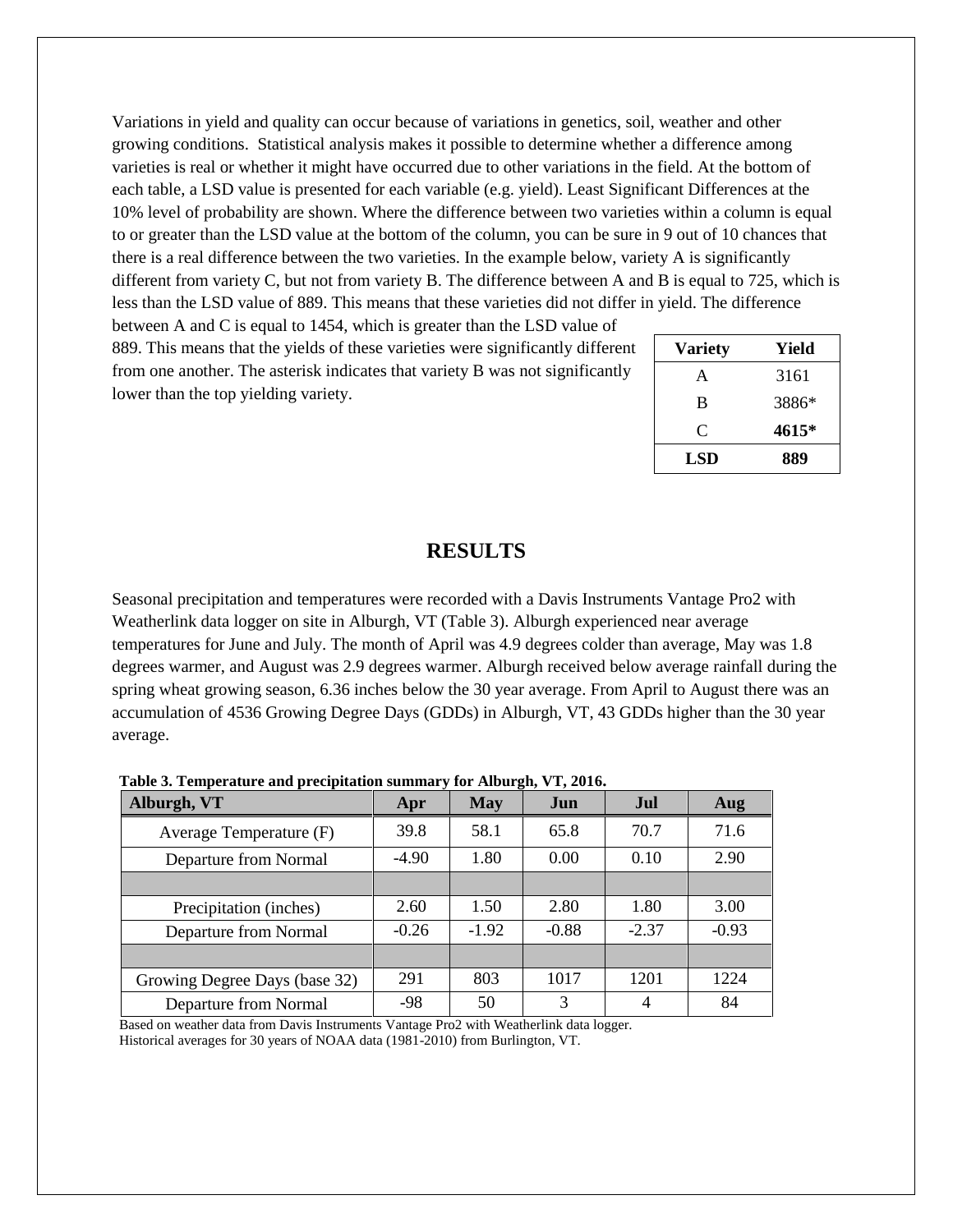Variations in yield and quality can occur because of variations in genetics, soil, weather and other growing conditions. Statistical analysis makes it possible to determine whether a difference among varieties is real or whether it might have occurred due to other variations in the field. At the bottom of each table, a LSD value is presented for each variable (e.g. yield). Least Significant Differences at the 10% level of probability are shown. Where the difference between two varieties within a column is equal to or greater than the LSD value at the bottom of the column, you can be sure in 9 out of 10 chances that there is a real difference between the two varieties. In the example below, variety A is significantly different from variety C, but not from variety B. The difference between A and B is equal to 725, which is less than the LSD value of 889. This means that these varieties did not differ in yield. The difference between A and C is equal to 1454, which is greater than the LSD value of 889. This means that the yields of these varieties were significantly different from one another. The asterisk indicates that variety B was not significantly lower than the top yielding variety.

| Variety | Yield |
|---|---|
| A | 3161 |
| B | 3886* |
| C | **4615*** |
| **LSD** | **889** |

# RESULTS

Seasonal precipitation and temperatures were recorded with a Davis Instruments Vantage Pro2 with Weatherlink data logger on site in Alburgh, VT (Table 3). Alburgh experienced near average temperatures for June and July. The month of April was 4.9 degrees colder than average, May was 1.8 degrees warmer, and August was 2.9 degrees warmer. Alburgh received below average rainfall during the spring wheat growing season, 6.36 inches below the 30 year average. From April to August there was an accumulation of 4536 Growing Degree Days (GDDs) in Alburgh, VT, 43 GDDs higher than the 30 year average.

**Table 3. Temperature and precipitation summary for Alburgh, VT, 2016.**

| Alburgh, VT | Apr | May | Jun | Jul | Aug |
|---|---|---|---|---|---|
| Average Temperature (F) | 39.8 | 58.1 | 65.8 | 70.7 | 71.6 |
| Departure from Normal | -4.90 | 1.80 | 0.00 | 0.10 | 2.90 |
| | | | | | |
| Precipitation (inches) | 2.60 | 1.50 | 2.80 | 1.80 | 3.00 |
| Departure from Normal | -0.26 | -1.92 | -0.88 | -2.37 | -0.93 |
| | | | | | |
| Growing Degree Days (base 32) | 291 | 803 | 1017 | 1201 | 1224 |
| Departure from Normal | -98 | 50 | 3 | 4 | 84 |

Based on weather data from Davis Instruments Vantage Pro2 with Weatherlink data logger.
Historical averages for 30 years of NOAA data (1981-2010) from Burlington, VT.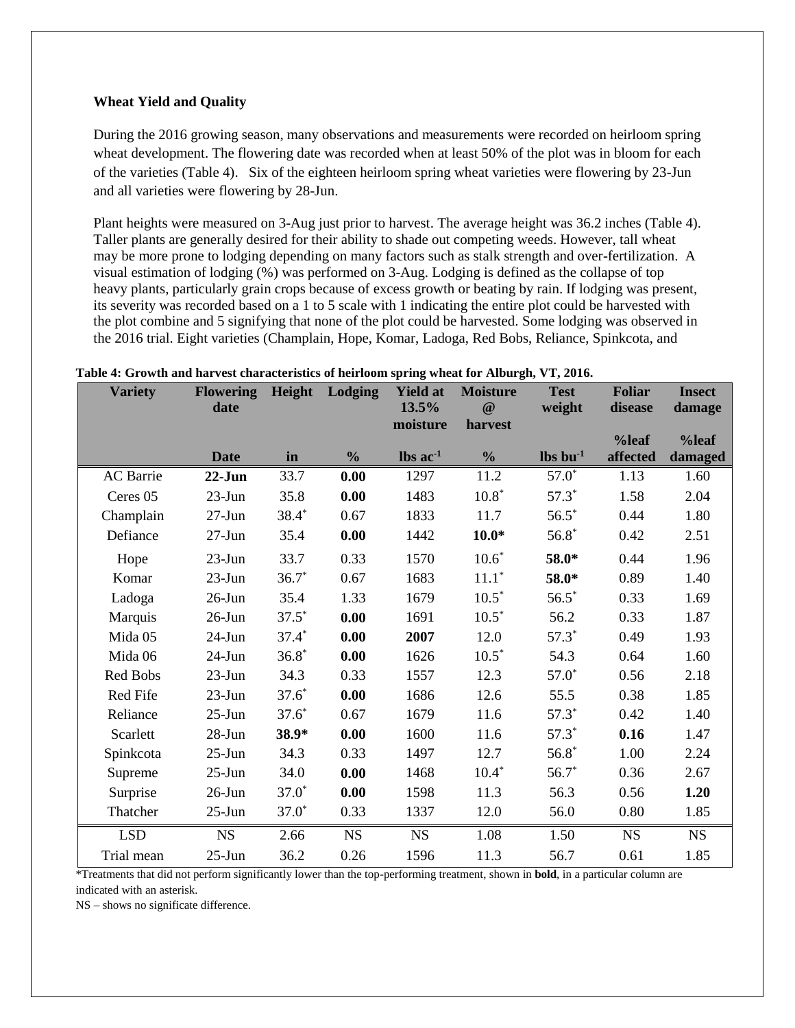**Wheat Yield and Quality**

During the 2016 growing season, many observations and measurements were recorded on heirloom spring wheat development. The flowering date was recorded when at least 50% of the plot was in bloom for each of the varieties (Table 4). Six of the eighteen heirloom spring wheat varieties were flowering by 23-Jun and all varieties were flowering by 28-Jun.

Plant heights were measured on 3-Aug just prior to harvest. The average height was 36.2 inches (Table 4). Taller plants are generally desired for their ability to shade out competing weeds. However, tall wheat may be more prone to lodging depending on many factors such as stalk strength and over-fertilization. A visual estimation of lodging (%) was performed on 3-Aug. Lodging is defined as the collapse of top heavy plants, particularly grain crops because of excess growth or beating by rain. If lodging was present, its severity was recorded based on a 1 to 5 scale with 1 indicating the entire plot could be harvested with the plot combine and 5 signifying that none of the plot could be harvested. Some lodging was observed in the 2016 trial. Eight varieties (Champlain, Hope, Komar, Ladoga, Red Bobs, Reliance, Spinkcota, and

**Table 4: Growth and harvest characteristics of heirloom spring wheat for Alburgh, VT, 2016.**

| Variety | Flowering date | Height | Lodging | Yield at 13.5% moisture | Moisture @ harvest | Test weight | Foliar disease | Insect damage |
|---|---|---|---|---|---|---|---|---|
| | Date | in | % | lbs ac$^{-1}$ | % | lbs bu$^{-1}$ | %leaf affected | %leaf damaged |
| AC Barrie | **22-Jun** | 33.7 | **0.00** | 1297 | 11.2 | 57.0* | 1.13 | 1.60 |
| Ceres 05 | 23-Jun | 35.8 | **0.00** | 1483 | 10.8* | 57.3* | 1.58 | 2.04 |
| Champlain | 27-Jun | 38.4* | 0.67 | 1833 | 11.7 | 56.5* | 0.44 | 1.80 |
| Defiance | 27-Jun | 35.4 | **0.00** | 1442 | **10.0*** | 56.8* | 0.42 | 2.51 |
| Hope | 23-Jun | 33.7 | 0.33 | 1570 | 10.6* | **58.0*** | 0.44 | 1.96 |
| Komar | 23-Jun | 36.7* | 0.67 | 1683 | 11.1* | **58.0*** | 0.89 | 1.40 |
| Ladoga | 26-Jun | 35.4 | 1.33 | 1679 | 10.5* | 56.5* | 0.33 | 1.69 |
| Marquis | 26-Jun | 37.5* | **0.00** | 1691 | 10.5* | 56.2 | 0.33 | 1.87 |
| Mida 05 | 24-Jun | 37.4* | **0.00** | **2007** | 12.0 | 57.3* | 0.49 | 1.93 |
| Mida 06 | 24-Jun | 36.8* | **0.00** | 1626 | 10.5* | 54.3 | 0.64 | 1.60 |
| Red Bobs | 23-Jun | 34.3 | 0.33 | 1557 | 12.3 | 57.0* | 0.56 | 2.18 |
| Red Fife | 23-Jun | 37.6* | **0.00** | 1686 | 12.6 | 55.5 | 0.38 | 1.85 |
| Reliance | 25-Jun | 37.6* | 0.67 | 1679 | 11.6 | 57.3* | 0.42 | 1.40 |
| Scarlett | 28-Jun | **38.9*** | **0.00** | 1600 | 11.6 | 57.3* | **0.16** | 1.47 |
| Spinkcota | 25-Jun | 34.3 | 0.33 | 1497 | 12.7 | 56.8* | 1.00 | 2.24 |
| Supreme | 25-Jun | 34.0 | **0.00** | 1468 | 10.4* | 56.7* | 0.36 | 2.67 |
| Surprise | 26-Jun | 37.0* | **0.00** | 1598 | 11.3 | 56.3 | 0.56 | **1.20** |
| Thatcher | 25-Jun | 37.0* | 0.33 | 1337 | 12.0 | 56.0 | 0.80 | 1.85 |
| LSD | NS | 2.66 | NS | NS | 1.08 | 1.50 | NS | NS |
| Trial mean | 25-Jun | 36.2 | 0.26 | 1596 | 11.3 | 56.7 | 0.61 | 1.85 |

*Treatments that did not perform significantly lower than the top-performing treatment, shown in **bold**, in a particular column are indicated with an asterisk.

NS – shows no significate difference.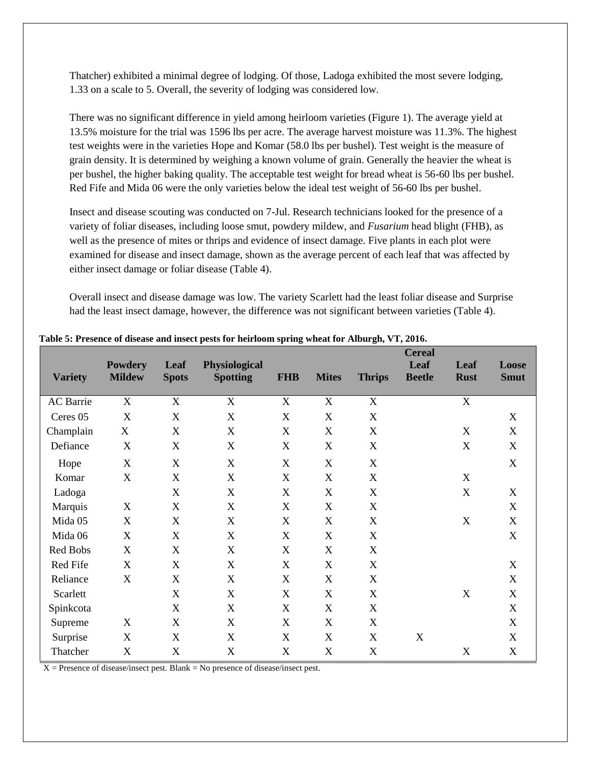Thatcher) exhibited a minimal degree of lodging. Of those, Ladoga exhibited the most severe lodging, 1.33 on a scale to 5. Overall, the severity of lodging was considered low.

There was no significant difference in yield among heirloom varieties (Figure 1). The average yield at 13.5% moisture for the trial was 1596 lbs per acre. The average harvest moisture was 11.3%. The highest test weights were in the varieties Hope and Komar (58.0 lbs per bushel). Test weight is the measure of grain density. It is determined by weighing a known volume of grain. Generally the heavier the wheat is per bushel, the higher baking quality. The acceptable test weight for bread wheat is 56-60 lbs per bushel. Red Fife and Mida 06 were the only varieties below the ideal test weight of 56-60 lbs per bushel.

Insect and disease scouting was conducted on 7-Jul. Research technicians looked for the presence of a variety of foliar diseases, including loose smut, powdery mildew, and *Fusarium* head blight (FHB), as well as the presence of mites or thrips and evidence of insect damage. Five plants in each plot were examined for disease and insect damage, shown as the average percent of each leaf that was affected by either insect damage or foliar disease (Table 4).

Overall insect and disease damage was low. The variety Scarlett had the least foliar disease and Surprise had the least insect damage, however, the difference was not significant between varieties (Table 4).

**Table 5: Presence of disease and insect pests for heirloom spring wheat for Alburgh, VT, 2016.**

| Variety | Powdery Mildew | Leaf Spots | Physiological Spotting | FHB | Mites | Thrips | Cereal Leaf Beetle | Leaf Rust | Loose Smut |
|---|---|---|---|---|---|---|---|---|---|
| AC Barrie | X | X | X | X | X | X | | X | |
| Ceres 05 | X | X | X | X | X | X | | | X |
| Champlain | X | X | X | X | X | X | | X | X |
| Defiance | X | X | X | X | X | X | | X | X |
| Hope | X | X | X | X | X | X | | | X |
| Komar | X | X | X | X | X | X | | X | |
| Ladoga | | X | X | X | X | X | | X | X |
| Marquis | X | X | X | X | X | X | | | X |
| Mida 05 | X | X | X | X | X | X | | X | X |
| Mida 06 | X | X | X | X | X | X | | | X |
| Red Bobs | X | X | X | X | X | X | | | |
| Red Fife | X | X | X | X | X | X | | | X |
| Reliance | X | X | X | X | X | X | | | X |
| Scarlett | | X | X | X | X | X | | X | X |
| Spinkcota | | X | X | X | X | X | | | X |
| Supreme | X | X | X | X | X | X | | | X |
| Surprise | X | X | X | X | X | X | X | | X |
| Thatcher | X | X | X | X | X | X | | X | X |

X = Presence of disease/insect pest. Blank = No presence of disease/insect pest.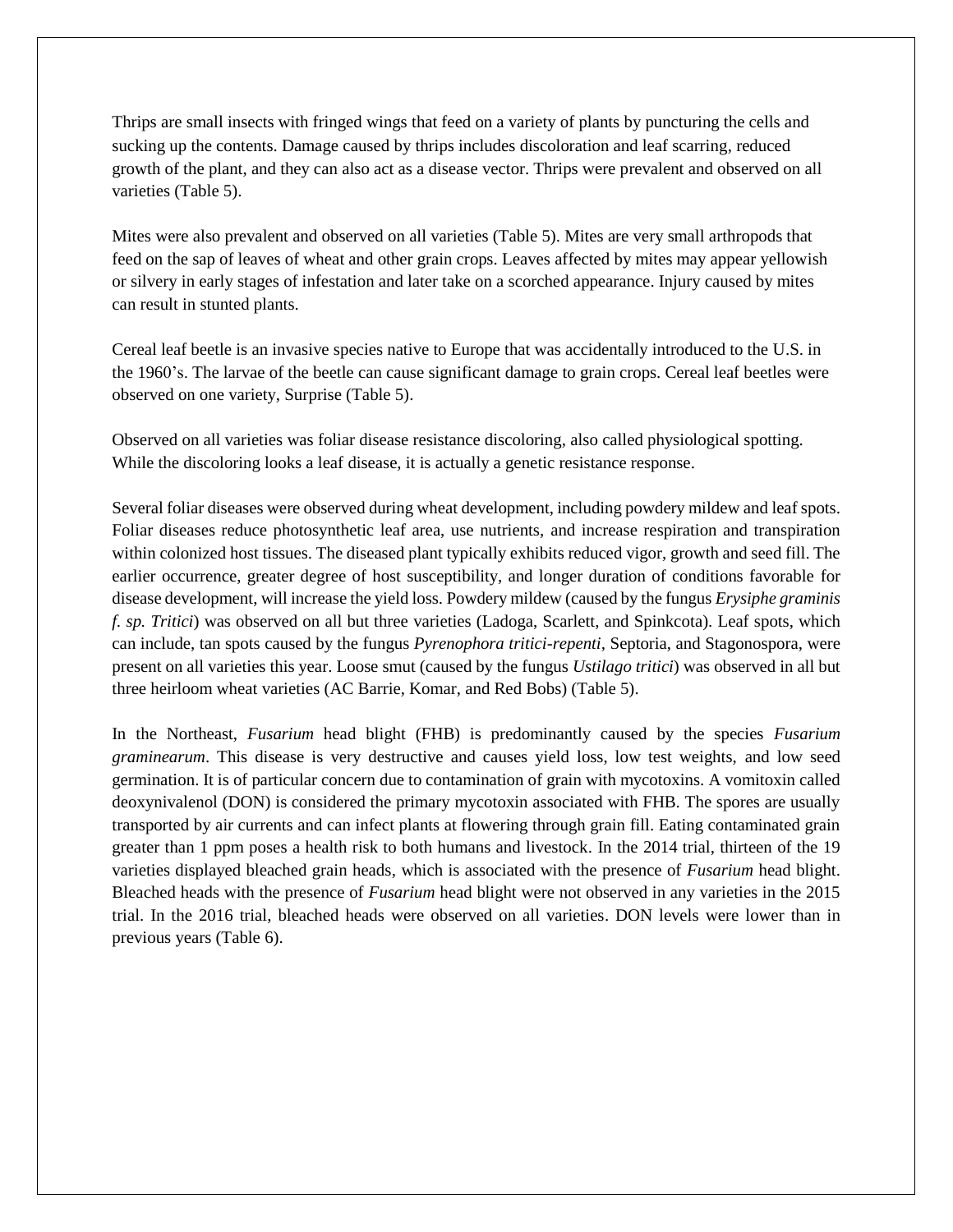Thrips are small insects with fringed wings that feed on a variety of plants by puncturing the cells and sucking up the contents. Damage caused by thrips includes discoloration and leaf scarring, reduced growth of the plant, and they can also act as a disease vector. Thrips were prevalent and observed on all varieties (Table 5).

Mites were also prevalent and observed on all varieties (Table 5). Mites are very small arthropods that feed on the sap of leaves of wheat and other grain crops. Leaves affected by mites may appear yellowish or silvery in early stages of infestation and later take on a scorched appearance. Injury caused by mites can result in stunted plants.

Cereal leaf beetle is an invasive species native to Europe that was accidentally introduced to the U.S. in the 1960's. The larvae of the beetle can cause significant damage to grain crops. Cereal leaf beetles were observed on one variety, Surprise (Table 5).

Observed on all varieties was foliar disease resistance discoloring, also called physiological spotting. While the discoloring looks a leaf disease, it is actually a genetic resistance response.

Several foliar diseases were observed during wheat development, including powdery mildew and leaf spots. Foliar diseases reduce photosynthetic leaf area, use nutrients, and increase respiration and transpiration within colonized host tissues. The diseased plant typically exhibits reduced vigor, growth and seed fill. The earlier occurrence, greater degree of host susceptibility, and longer duration of conditions favorable for disease development, will increase the yield loss. Powdery mildew (caused by the fungus *Erysiphe graminis f. sp. Tritici*) was observed on all but three varieties (Ladoga, Scarlett, and Spinkcota). Leaf spots, which can include, tan spots caused by the fungus *Pyrenophora tritici-repenti*, Septoria, and Stagonospora, were present on all varieties this year. Loose smut (caused by the fungus *Ustilago tritici*) was observed in all but three heirloom wheat varieties (AC Barrie, Komar, and Red Bobs) (Table 5).

In the Northeast, *Fusarium* head blight (FHB) is predominantly caused by the species *Fusarium graminearum*. This disease is very destructive and causes yield loss, low test weights, and low seed germination. It is of particular concern due to contamination of grain with mycotoxins. A vomitoxin called deoxynivalenol (DON) is considered the primary mycotoxin associated with FHB. The spores are usually transported by air currents and can infect plants at flowering through grain fill. Eating contaminated grain greater than 1 ppm poses a health risk to both humans and livestock. In the 2014 trial, thirteen of the 19 varieties displayed bleached grain heads, which is associated with the presence of *Fusarium* head blight. Bleached heads with the presence of *Fusarium* head blight were not observed in any varieties in the 2015 trial. In the 2016 trial, bleached heads were observed on all varieties. DON levels were lower than in previous years (Table 6).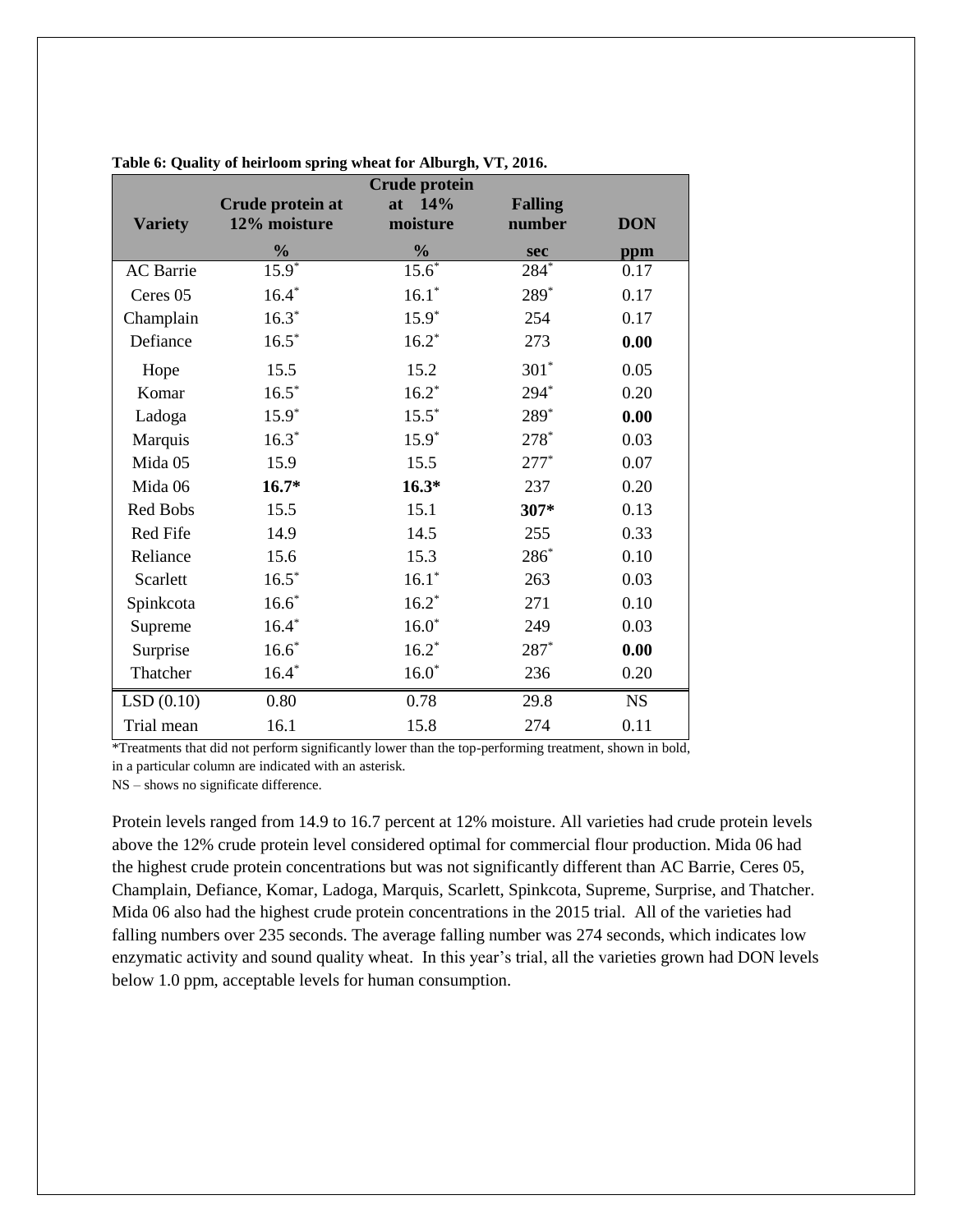**Table 6: Quality of heirloom spring wheat for Alburgh, VT, 2016.**

| Variety | Crude protein at 12% moisture | Crude protein at 14% moisture | Falling number | DON |
|---|---|---|---|---|
| | % | % | sec | ppm |
| AC Barrie | 15.9* | 15.6* | 284* | 0.17 |
| Ceres 05 | 16.4* | 16.1* | 289* | 0.17 |
| Champlain | 16.3* | 15.9* | 254 | 0.17 |
| Defiance | 16.5* | 16.2* | 273 | **0.00** |
| Hope | 15.5 | 15.2 | 301* | 0.05 |
| Komar | 16.5* | 16.2* | 294* | 0.20 |
| Ladoga | 15.9* | 15.5* | 289* | **0.00** |
| Marquis | 16.3* | 15.9* | 278* | 0.03 |
| Mida 05 | 15.9 | 15.5 | 277* | 0.07 |
| Mida 06 | **16.7*** | **16.3*** | 237 | 0.20 |
| Red Bobs | 15.5 | 15.1 | **307*** | 0.13 |
| Red Fife | 14.9 | 14.5 | 255 | 0.33 |
| Reliance | 15.6 | 15.3 | 286* | 0.10 |
| Scarlett | 16.5* | 16.1* | 263 | 0.03 |
| Spinkcota | 16.6* | 16.2* | 271 | 0.10 |
| Supreme | 16.4* | 16.0* | 249 | 0.03 |
| Surprise | 16.6* | 16.2* | 287* | **0.00** |
| Thatcher | 16.4* | 16.0* | 236 | 0.20 |
| LSD (0.10) | 0.80 | 0.78 | 29.8 | NS |
| Trial mean | 16.1 | 15.8 | 274 | 0.11 |

*Treatments that did not perform significantly lower than the top-performing treatment, shown in bold, in a particular column are indicated with an asterisk.

NS – shows no significate difference.

Protein levels ranged from 14.9 to 16.7 percent at 12% moisture. All varieties had crude protein levels above the 12% crude protein level considered optimal for commercial flour production. Mida 06 had the highest crude protein concentrations but was not significantly different than AC Barrie, Ceres 05, Champlain, Defiance, Komar, Ladoga, Marquis, Scarlett, Spinkcota, Supreme, Surprise, and Thatcher. Mida 06 also had the highest crude protein concentrations in the 2015 trial. All of the varieties had falling numbers over 235 seconds. The average falling number was 274 seconds, which indicates low enzymatic activity and sound quality wheat. In this year's trial, all the varieties grown had DON levels below 1.0 ppm, acceptable levels for human consumption.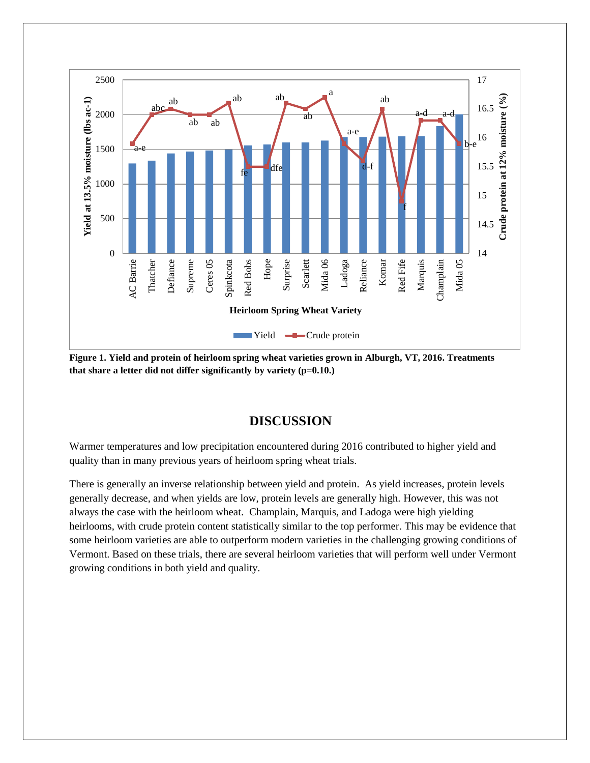Figure 1. Yield and protein of heirloom spring wheat varieties grown in Alburgh, VT, 2016. Treatments that share a letter did not differ significantly by variety (p=0.10.)

## DISCUSSION

Warmer temperatures and low precipitation encountered during 2016 contributed to higher yield and quality than in many previous years of heirloom spring wheat trials.

There is generally an inverse relationship between yield and protein. As yield increases, protein levels generally decrease, and when yields are low, protein levels are generally high. However, this was not always the case with the heirloom wheat. Champlain, Marquis, and Ladoga were high yielding heirlooms, with crude protein content statistically similar to the top performer. This may be evidence that some heirloom varieties are able to outperform modern varieties in the challenging growing conditions of Vermont. Based on these trials, there are several heirloom varieties that will perform well under Vermont growing conditions in both yield and quality.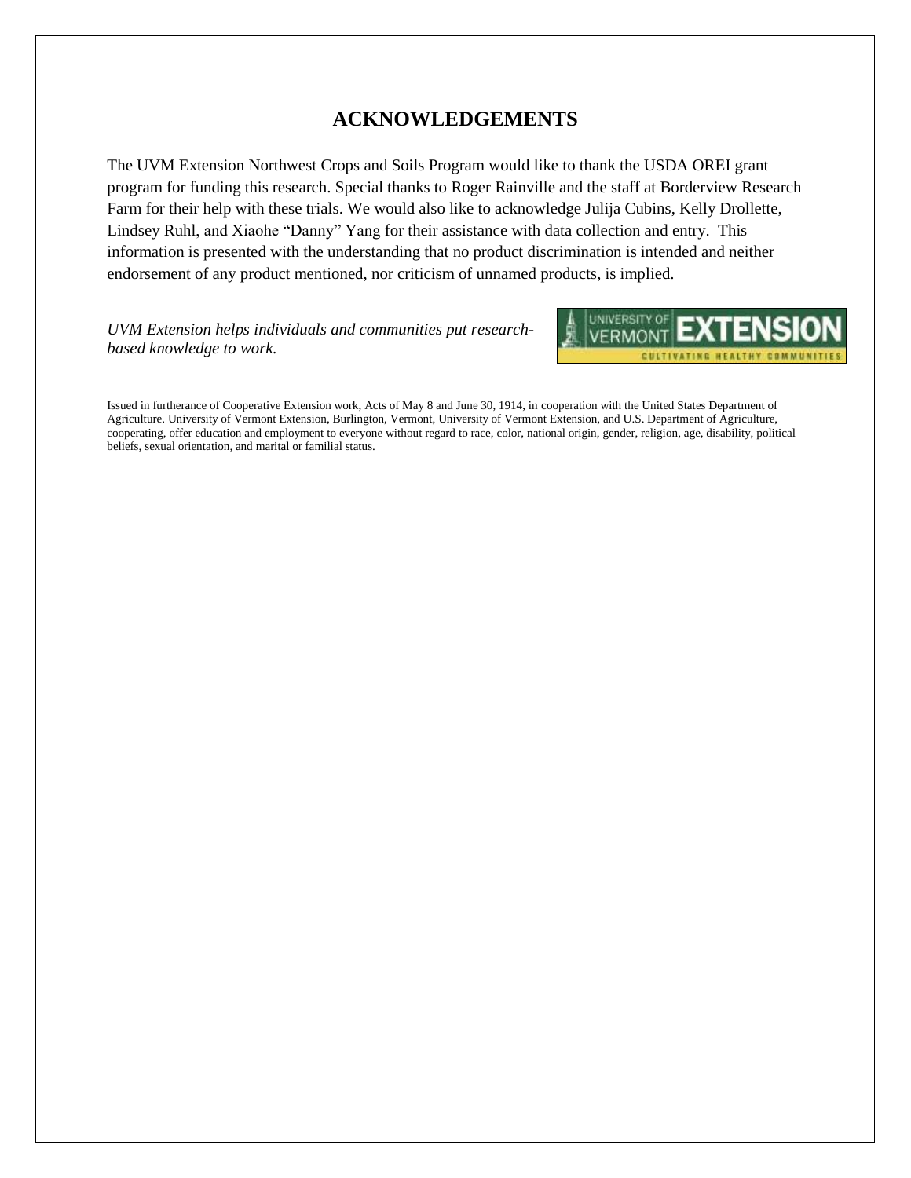## ACKNOWLEDGEMENTS

The UVM Extension Northwest Crops and Soils Program would like to thank the USDA OREI grant program for funding this research. Special thanks to Roger Rainville and the staff at Borderview Research Farm for their help with these trials. We would also like to acknowledge Julija Cubins, Kelly Drollette, Lindsey Ruhl, and Xiaohe "Danny" Yang for their assistance with data collection and entry. This information is presented with the understanding that no product discrimination is intended and neither endorsement of any product mentioned, nor criticism of unnamed products, is implied.

*UVM Extension helps individuals and communities put research-based knowledge to work.*

UNIVERSITY OF VERMONT EXTENSION
CULTIVATING HEALTHY COMMUNITIES

Issued in furtherance of Cooperative Extension work, Acts of May 8 and June 30, 1914, in cooperation with the United States Department of Agriculture. University of Vermont Extension, Burlington, Vermont, University of Vermont Extension, and U.S. Department of Agriculture, cooperating, offer education and employment to everyone without regard to race, color, national origin, gender, religion, age, disability, political beliefs, sexual orientation, and marital or familial status.